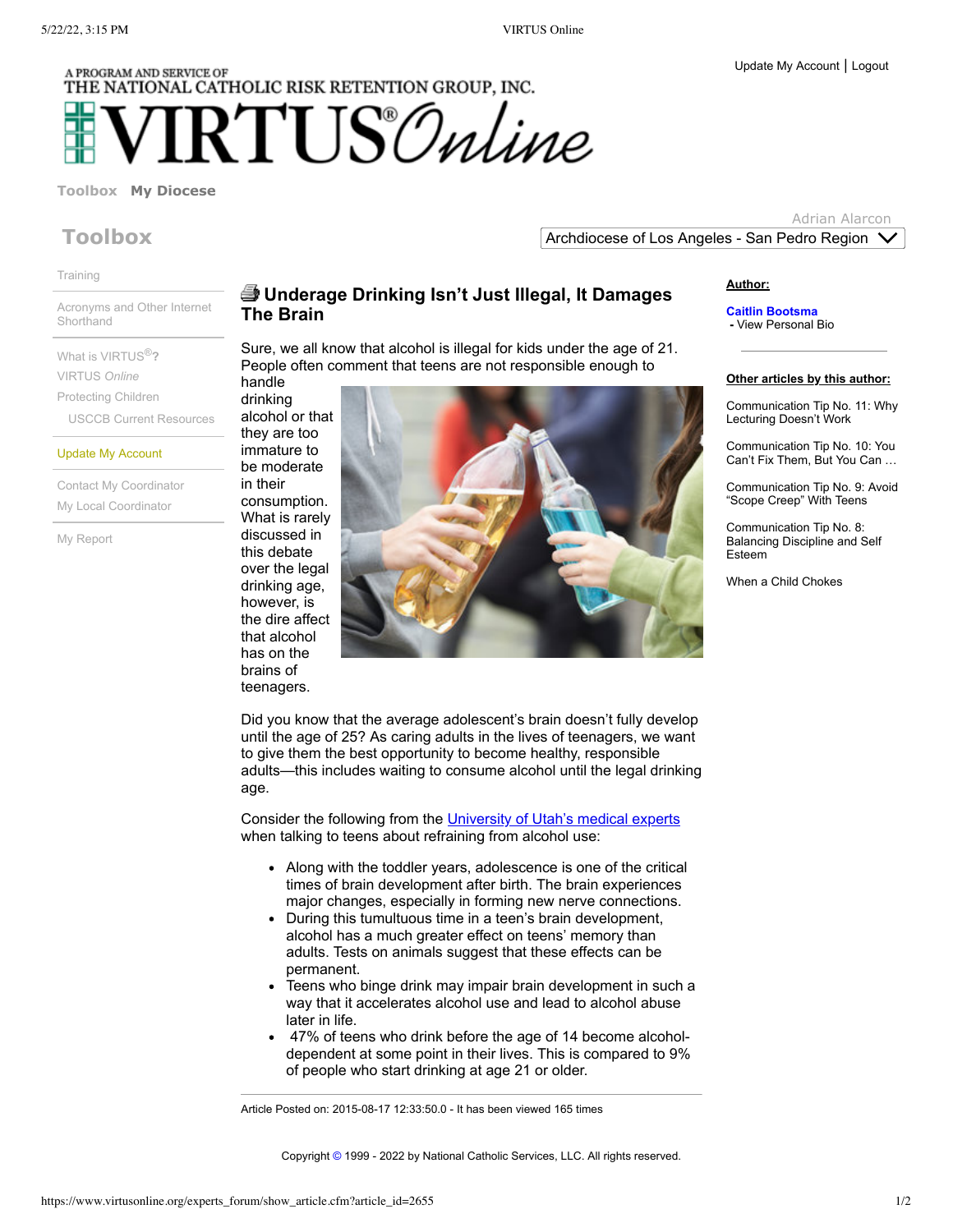A PROGRAM AND SERVICE OF
THE NATIONAL CATHOLIC RISK RETENTION GROUP, INC.

# VIRTUS® *Online*

Update My Account | Logout

Toolbox   My Diocese

Adrian Alarcon
Archdiocese of Los Angeles - San Pedro Region

## Toolbox

- Training
- Acronyms and Other Internet Shorthand
- What is VIRTUS®?
- VIRTUS *Online*
- Protecting Children
  - USCCB Current Resources
- Update My Account
- Contact My Coordinator
- My Local Coordinator
- My Report

## Underage Drinking Isn't Just Illegal, It Damages The Brain

Sure, we all know that alcohol is illegal for kids under the age of 21. People often comment that teens are not responsible enough to handle drinking alcohol or that they are too immature to be moderate in their consumption. What is rarely discussed in this debate over the legal drinking age, however, is the dire affect that alcohol has on the brains of teenagers.

Did you know that the average adolescent's brain doesn't fully develop until the age of 25? As caring adults in the lives of teenagers, we want to give them the best opportunity to become healthy, responsible adults—this includes waiting to consume alcohol until the legal drinking age.

Consider the following from the University of Utah's medical experts when talking to teens about refraining from alcohol use:

- Along with the toddler years, adolescence is one of the critical times of brain development after birth. The brain experiences major changes, especially in forming new nerve connections.
- During this tumultuous time in a teen's brain development, alcohol has a much greater effect on teens' memory than adults. Tests on animals suggest that these effects can be permanent.
- Teens who binge drink may impair brain development in such a way that it accelerates alcohol use and lead to alcohol abuse later in life.
- 47% of teens who drink before the age of 14 become alcohol-dependent at some point in their lives. This is compared to 9% of people who start drinking at age 21 or older.

Article Posted on: 2015-08-17 12:33:50.0 - It has been viewed 165 times

**Author:**

**Caitlin Bootsma**
- View Personal Bio

**Other articles by this author:**

- Communication Tip No. 11: Why Lecturing Doesn't Work
- Communication Tip No. 10: You Can't Fix Them, But You Can …
- Communication Tip No. 9: Avoid "Scope Creep" With Teens
- Communication Tip No. 8: Balancing Discipline and Self Esteem
- When a Child Chokes

Copyright © 1999 - 2022 by National Catholic Services, LLC. All rights reserved.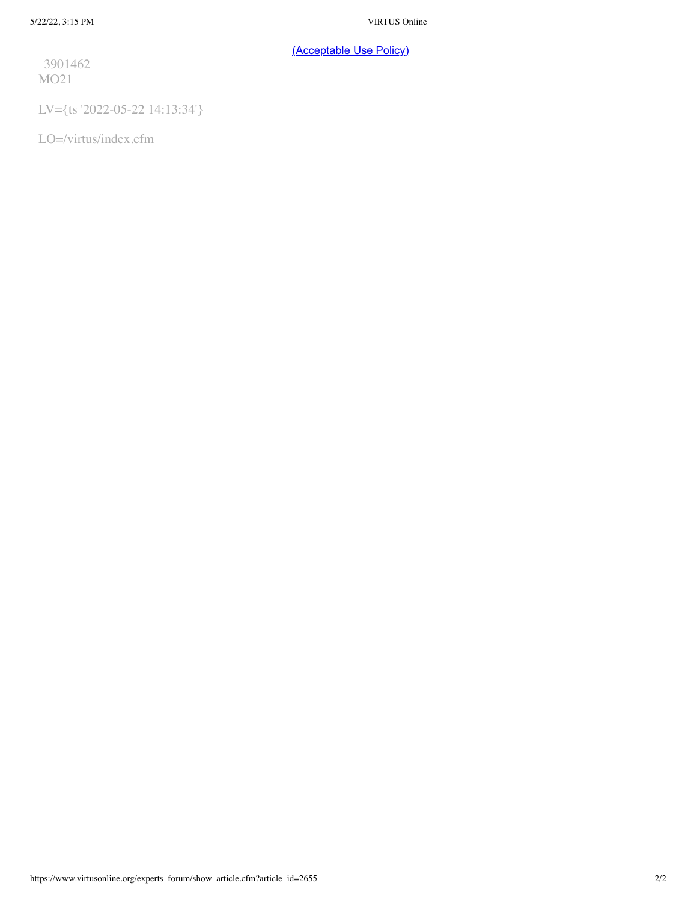(Acceptable Use Policy)

3901462
MO21

LV={ts '2022-05-22 14:13:34'}

LO=/virtus/index.cfm